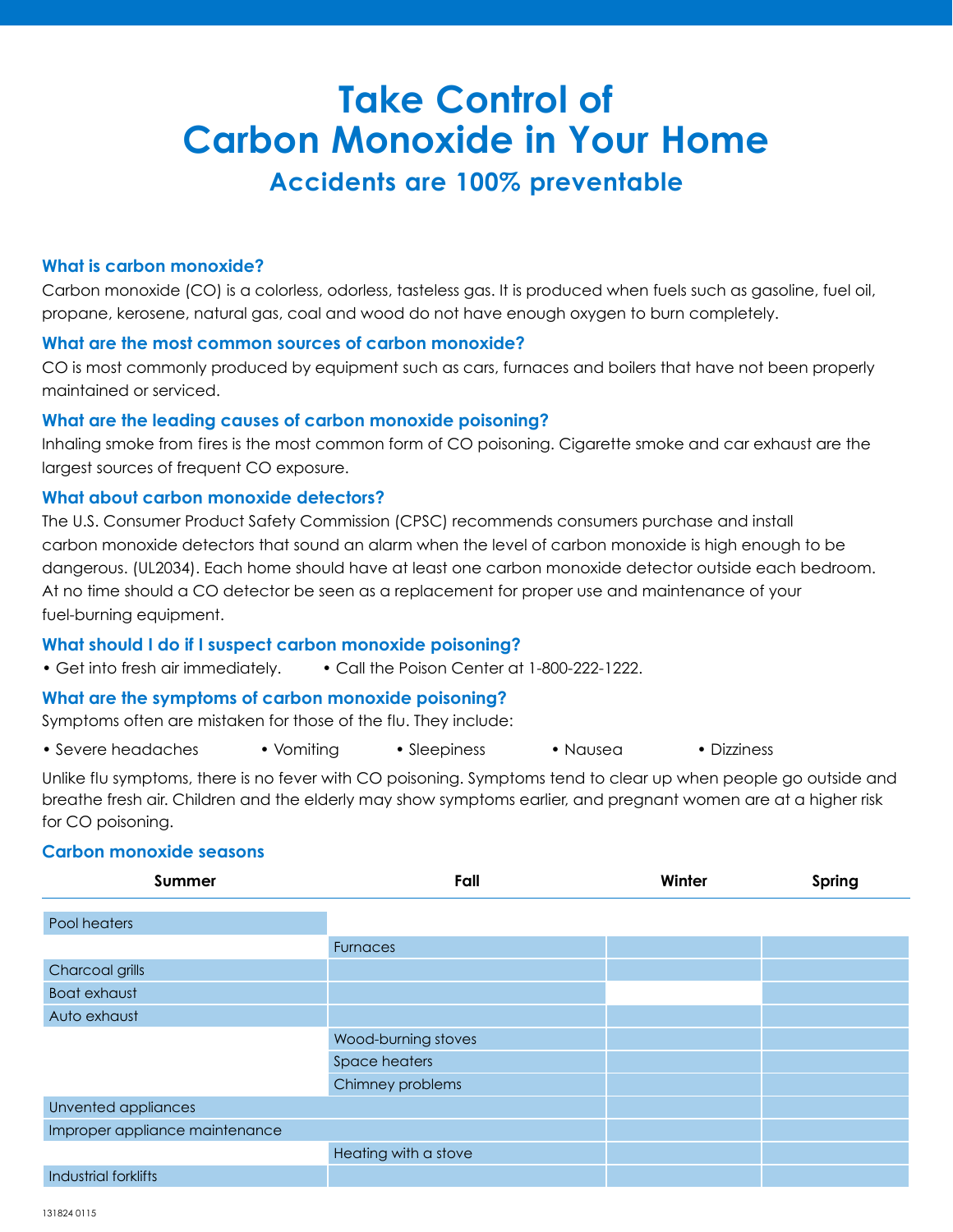# Take Control of Carbon Monoxide in Your Home

## Accidents are 100% preventable

### What is carbon monoxide?

Carbon monoxide (CO) is a colorless, odorless, tasteless gas. It is produced when fuels such as gasoline, fuel oil, propane, kerosene, natural gas, coal and wood do not have enough oxygen to burn completely.

### What are the most common sources of carbon monoxide?

CO is most commonly produced by equipment such as cars, furnaces and boilers that have not been properly maintained or serviced.

### What are the leading causes of carbon monoxide poisoning?

Inhaling smoke from fires is the most common form of CO poisoning. Cigarette smoke and car exhaust are the largest sources of frequent CO exposure.

### What about carbon monoxide detectors?

The U.S. Consumer Product Safety Commission (CPSC) recommends consumers purchase and install carbon monoxide detectors that sound an alarm when the level of carbon monoxide is high enough to be dangerous. (UL2034). Each home should have at least one carbon monoxide detector outside each bedroom. At no time should a CO detector be seen as a replacement for proper use and maintenance of your fuel-burning equipment.

### What should I do if I suspect carbon monoxide poisoning?

- Get into fresh air immediately.
- Call the Poison Center at 1-800-222-1222.

### What are the symptoms of carbon monoxide poisoning?

Symptoms often are mistaken for those of the flu. They include:

- Severe headaches
- Vomiting
- Sleepiness
- Nausea
- Dizziness

Unlike flu symptoms, there is no fever with CO poisoning. Symptoms tend to clear up when people go outside and breathe fresh air. Children and the elderly may show symptoms earlier, and pregnant women are at a higher risk for CO poisoning.

### Carbon monoxide seasons

| Source | Summer | Fall | Winter | Spring |
|---|---|---|---|---|
| Pool heaters | ■ | | | |
| Furnaces | | ■ | ■ | ■ |
| Charcoal grills | ■ | ■ | ■ | ■ |
| Boat exhaust | ■ | ■ | | ■ |
| Auto exhaust | ■ | | ■ | ■ |
| Wood-burning stoves | | ■ | ■ | ■ |
| Space heaters | | ■ | ■ | ■ |
| Chimney problems | | ■ | ■ | ■ |
| Unvented appliances | ■ | ■ | ■ | ■ |
| Improper appliance maintenance | ■ | ■ | ■ | ■ |
| Heating with a stove | | ■ | ■ | ■ |
| Industrial forklifts | ■ | ■ | ■ | ■ |

131824 0115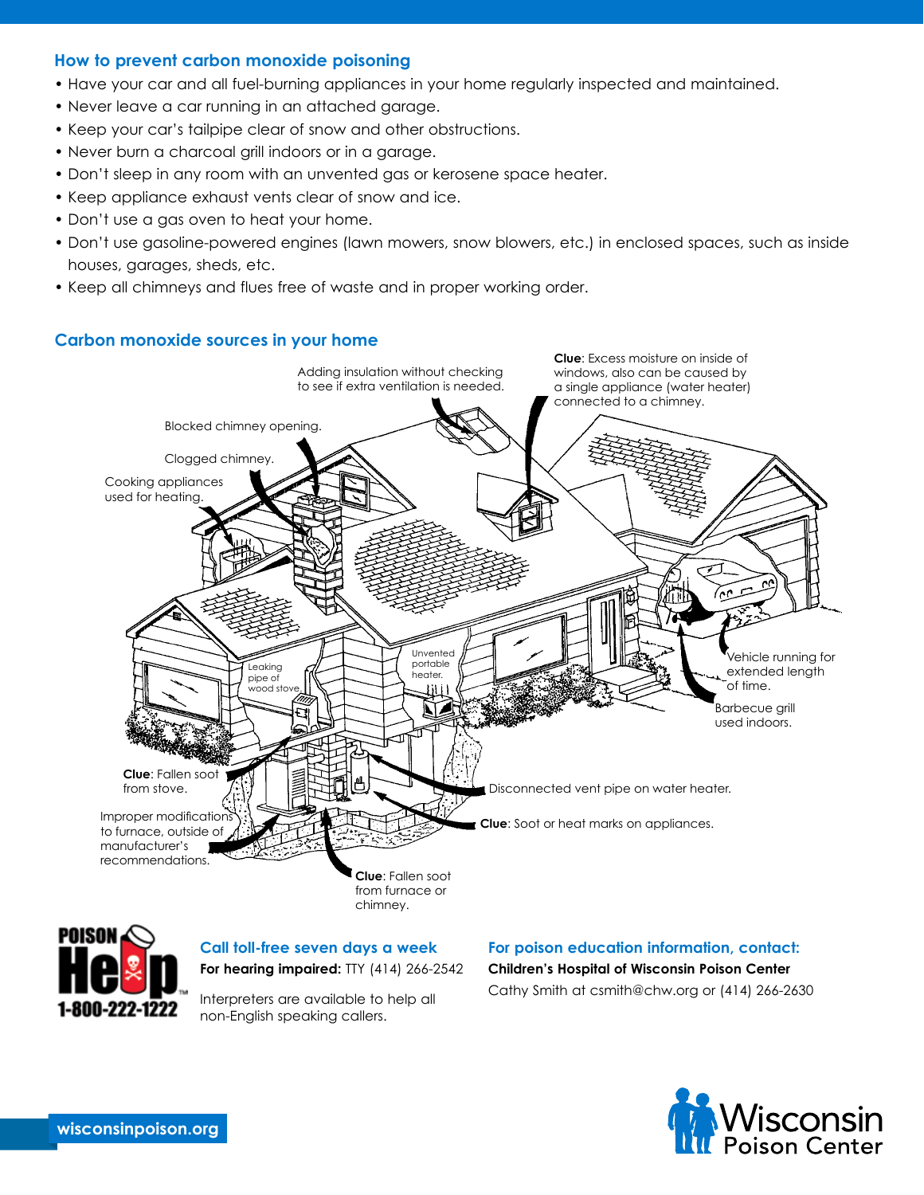## How to prevent carbon monoxide poisoning

- Have your car and all fuel-burning appliances in your home regularly inspected and maintained.
- Never leave a car running in an attached garage.
- Keep your car's tailpipe clear of snow and other obstructions.
- Never burn a charcoal grill indoors or in a garage.
- Don't sleep in any room with an unvented gas or kerosene space heater.
- Keep appliance exhaust vents clear of snow and ice.
- Don't use a gas oven to heat your home.
- Don't use gasoline-powered engines (lawn mowers, snow blowers, etc.) in enclosed spaces, such as inside houses, garages, sheds, etc.
- Keep all chimneys and flues free of waste and in proper working order.

## Carbon monoxide sources in your home

Adding insulation without checking to see if extra ventilation is needed.

**Clue**: Excess moisture on inside of windows, also can be caused by a single appliance (water heater) connected to a chimney.

Blocked chimney opening.

Clogged chimney.

Cooking appliances used for heating.

Leaking pipe of wood stove.

Unvented portable heater.

Vehicle running for extended length of time.

Barbecue grill used indoors.

**Clue**: Fallen soot from stove.

Disconnected vent pipe on water heater.

**Clue**: Soot or heat marks on appliances.

Improper modifications to furnace, outside of manufacturer's recommendations.

**Clue**: Fallen soot from furnace or chimney.

POISON Help 1-800-222-1222

### Call toll-free seven days a week

**For hearing impaired:** TTY (414) 266-2542

Interpreters are available to help all non-English speaking callers.

### For poison education information, contact:

**Children's Hospital of Wisconsin Poison Center**

Cathy Smith at csmith@chw.org or (414) 266-2630

wisconsinpoison.org

Wisconsin Poison Center